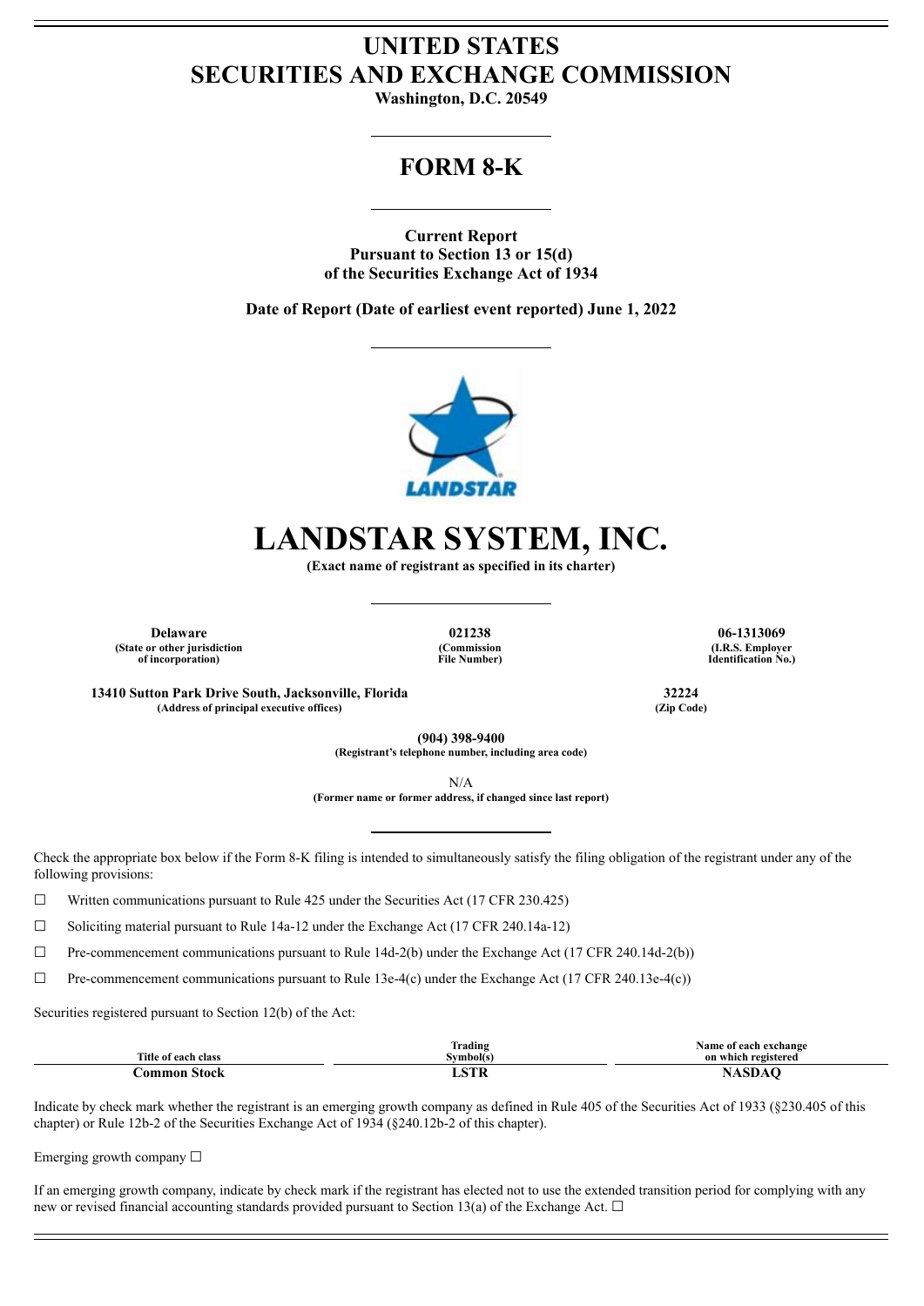# UNITED STATES
# SECURITIES AND EXCHANGE COMMISSION

**Washington, D.C. 20549**

## FORM 8-K

**Current Report**
**Pursuant to Section 13 or 15(d)**
**of the Securities Exchange Act of 1934**

**Date of Report (Date of earliest event reported) June 1, 2022**

# LANDSTAR SYSTEM, INC.

**(Exact name of registrant as specified in its charter)**

| **Delaware** | **021238** | **06-1313069** |
|---|---|---|
| (State or other jurisdiction of incorporation) | (Commission File Number) | (I.R.S. Employer Identification No.) |

| **13410 Sutton Park Drive South, Jacksonville, Florida** | **32224** |
|---|---|
| (Address of principal executive offices) | (Zip Code) |

**(904) 398-9400**
**(Registrant's telephone number, including area code)**

N/A
**(Former name or former address, if changed since last report)**

Check the appropriate box below if the Form 8-K filing is intended to simultaneously satisfy the filing obligation of the registrant under any of the following provisions:

☐ Written communications pursuant to Rule 425 under the Securities Act (17 CFR 230.425)

☐ Soliciting material pursuant to Rule 14a-12 under the Exchange Act (17 CFR 240.14a-12)

☐ Pre-commencement communications pursuant to Rule 14d-2(b) under the Exchange Act (17 CFR 240.14d-2(b))

☐ Pre-commencement communications pursuant to Rule 13e-4(c) under the Exchange Act (17 CFR 240.13e-4(c))

Securities registered pursuant to Section 12(b) of the Act:

| Title of each class | Trading Symbol(s) | Name of each exchange on which registered |
|---|---|---|
| **Common Stock** | **LSTR** | **NASDAQ** |

Indicate by check mark whether the registrant is an emerging growth company as defined in Rule 405 of the Securities Act of 1933 (§230.405 of this chapter) or Rule 12b-2 of the Securities Exchange Act of 1934 (§240.12b-2 of this chapter).

Emerging growth company ☐

If an emerging growth company, indicate by check mark if the registrant has elected not to use the extended transition period for complying with any new or revised financial accounting standards provided pursuant to Section 13(a) of the Exchange Act. ☐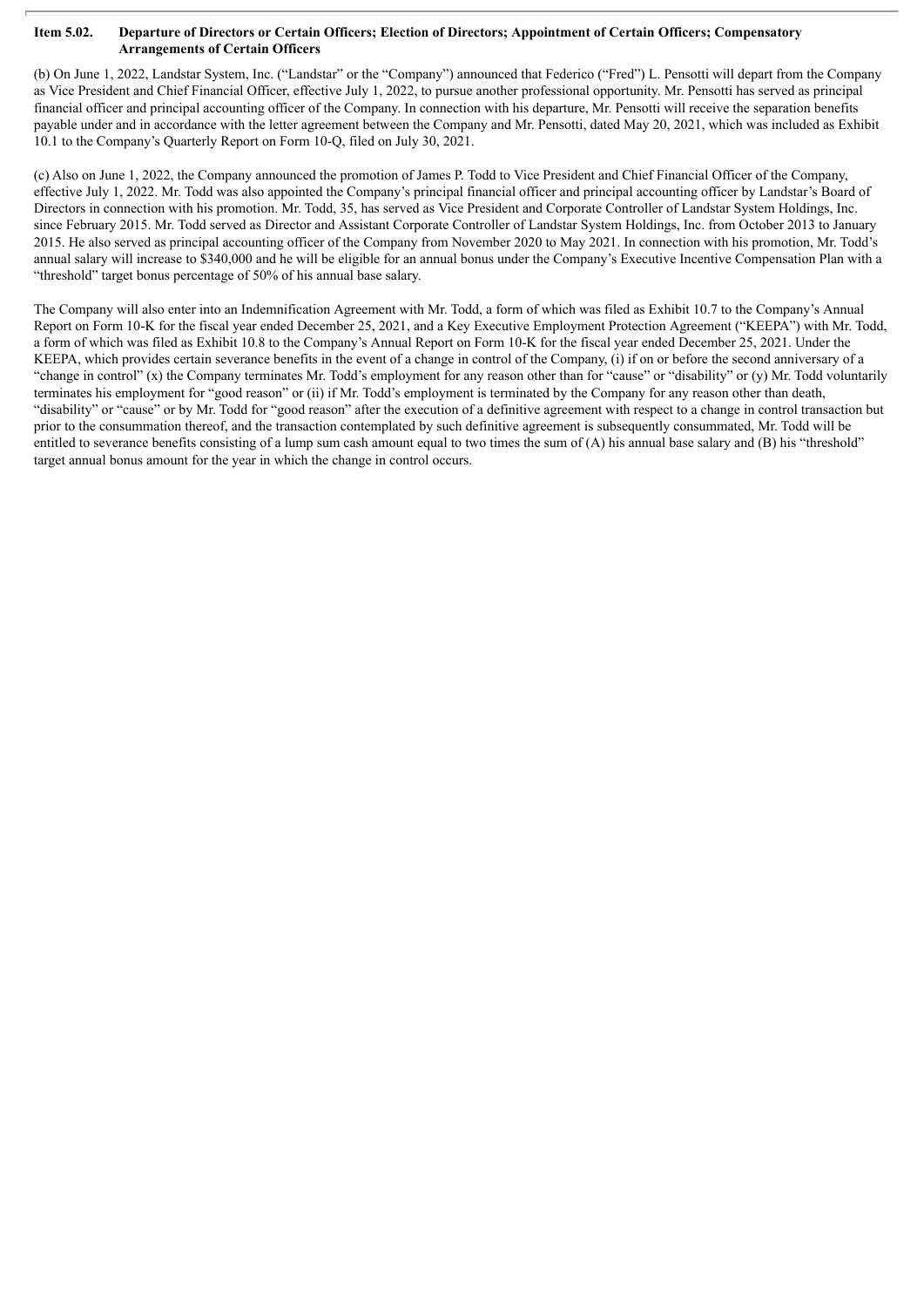## Item 5.02. Departure of Directors or Certain Officers; Election of Directors; Appointment of Certain Officers; Compensatory Arrangements of Certain Officers

(b) On June 1, 2022, Landstar System, Inc. ("Landstar" or the "Company") announced that Federico ("Fred") L. Pensotti will depart from the Company as Vice President and Chief Financial Officer, effective July 1, 2022, to pursue another professional opportunity. Mr. Pensotti has served as principal financial officer and principal accounting officer of the Company. In connection with his departure, Mr. Pensotti will receive the separation benefits payable under and in accordance with the letter agreement between the Company and Mr. Pensotti, dated May 20, 2021, which was included as Exhibit 10.1 to the Company's Quarterly Report on Form 10-Q, filed on July 30, 2021.

(c) Also on June 1, 2022, the Company announced the promotion of James P. Todd to Vice President and Chief Financial Officer of the Company, effective July 1, 2022. Mr. Todd was also appointed the Company's principal financial officer and principal accounting officer by Landstar's Board of Directors in connection with his promotion. Mr. Todd, 35, has served as Vice President and Corporate Controller of Landstar System Holdings, Inc. since February 2015. Mr. Todd served as Director and Assistant Corporate Controller of Landstar System Holdings, Inc. from October 2013 to January 2015. He also served as principal accounting officer of the Company from November 2020 to May 2021. In connection with his promotion, Mr. Todd's annual salary will increase to $340,000 and he will be eligible for an annual bonus under the Company's Executive Incentive Compensation Plan with a "threshold" target bonus percentage of 50% of his annual base salary.

The Company will also enter into an Indemnification Agreement with Mr. Todd, a form of which was filed as Exhibit 10.7 to the Company's Annual Report on Form 10-K for the fiscal year ended December 25, 2021, and a Key Executive Employment Protection Agreement ("KEEPA") with Mr. Todd, a form of which was filed as Exhibit 10.8 to the Company's Annual Report on Form 10-K for the fiscal year ended December 25, 2021. Under the KEEPA, which provides certain severance benefits in the event of a change in control of the Company, (i) if on or before the second anniversary of a "change in control" (x) the Company terminates Mr. Todd's employment for any reason other than for "cause" or "disability" or (y) Mr. Todd voluntarily terminates his employment for "good reason" or (ii) if Mr. Todd's employment is terminated by the Company for any reason other than death, "disability" or "cause" or by Mr. Todd for "good reason" after the execution of a definitive agreement with respect to a change in control transaction but prior to the consummation thereof, and the transaction contemplated by such definitive agreement is subsequently consummated, Mr. Todd will be entitled to severance benefits consisting of a lump sum cash amount equal to two times the sum of (A) his annual base salary and (B) his "threshold" target annual bonus amount for the year in which the change in control occurs.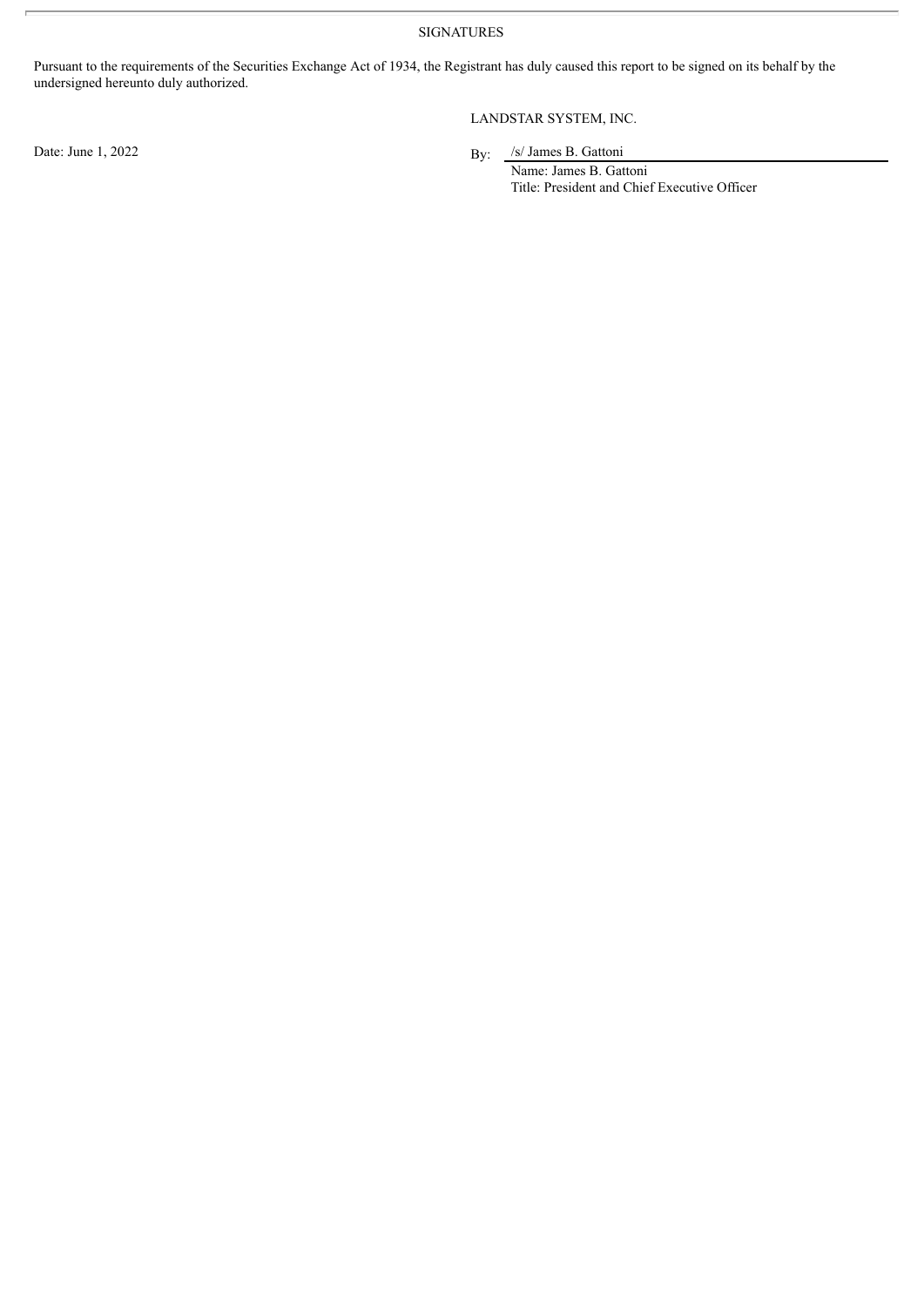SIGNATURES

Pursuant to the requirements of the Securities Exchange Act of 1934, the Registrant has duly caused this report to be signed on its behalf by the undersigned hereunto duly authorized.

LANDSTAR SYSTEM, INC.

Date: June 1, 2022

By: /s/ James B. Gattoni

Name: James B. Gattoni

Title: President and Chief Executive Officer